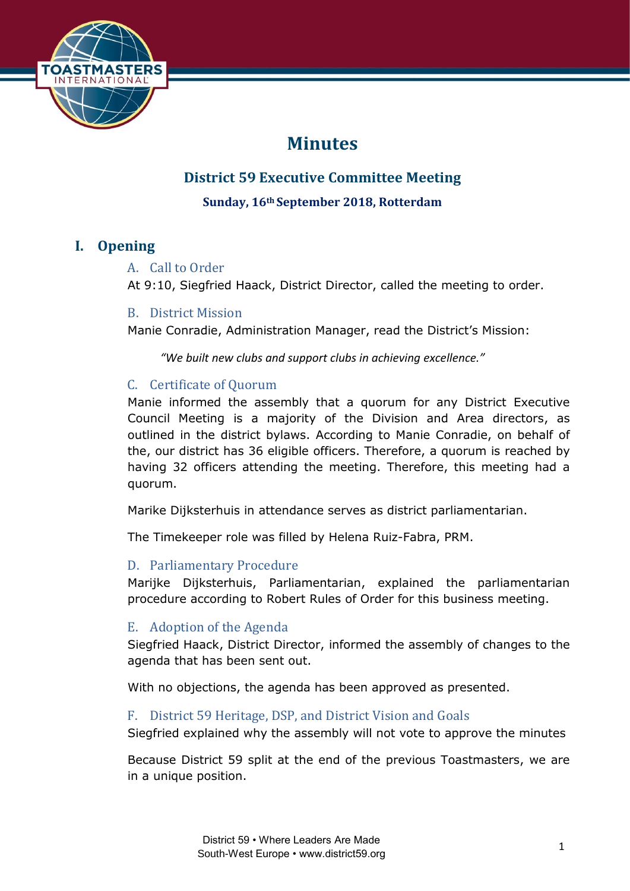# Minutes

## District 59 Executive Committee Meeting

### Sunday, 16th September 2018, Rotterdam

## I. Opening

### A. Call to Order

At 9:10, Siegfried Haack, District Director, called the meeting to order.

### B. District Mission

Manie Conradie, Administration Manager, read the District's Mission:

> *"We built new clubs and support clubs in achieving excellence."*

### C. Certificate of Quorum

Manie informed the assembly that a quorum for any District Executive Council Meeting is a majority of the Division and Area directors, as outlined in the district bylaws. According to Manie Conradie, on behalf of the, our district has 36 eligible officers. Therefore, a quorum is reached by having 32 officers attending the meeting. Therefore, this meeting had a quorum.

Marike Dijksterhuis in attendance serves as district parliamentarian.

The Timekeeper role was filled by Helena Ruiz-Fabra, PRM.

### D. Parliamentary Procedure

Marijke Dijksterhuis, Parliamentarian, explained the parliamentarian procedure according to Robert Rules of Order for this business meeting.

### E. Adoption of the Agenda

Siegfried Haack, District Director, informed the assembly of changes to the agenda that has been sent out.

With no objections, the agenda has been approved as presented.

### F. District 59 Heritage, DSP, and District Vision and Goals

Siegfried explained why the assembly will not vote to approve the minutes

Because District 59 split at the end of the previous Toastmasters, we are in a unique position.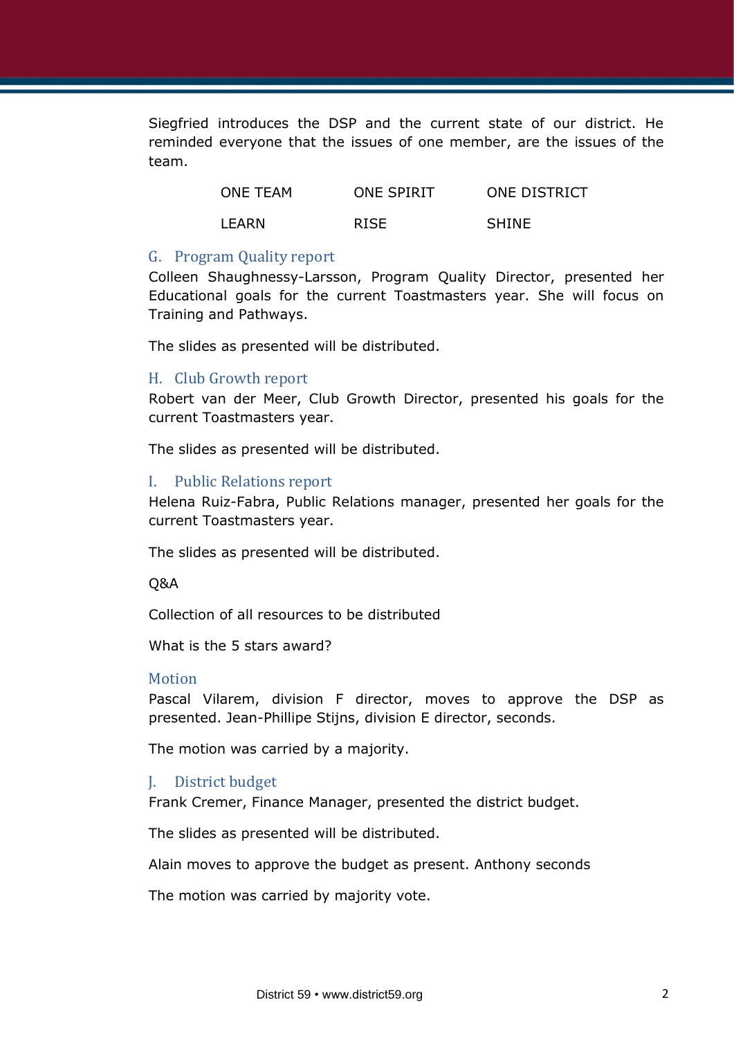Siegfried introduces the DSP and the current state of our district. He reminded everyone that the issues of one member, are the issues of the team.

| ONE TEAM | ONE SPIRIT | ONE DISTRICT |
|---|---|---|
| LEARN | RISE | SHINE |

## G. Program Quality report

Colleen Shaughnessy-Larsson, Program Quality Director, presented her Educational goals for the current Toastmasters year. She will focus on Training and Pathways.

The slides as presented will be distributed.

## H. Club Growth report

Robert van der Meer, Club Growth Director, presented his goals for the current Toastmasters year.

The slides as presented will be distributed.

## I. Public Relations report

Helena Ruiz-Fabra, Public Relations manager, presented her goals for the current Toastmasters year.

The slides as presented will be distributed.

Q&A

Collection of all resources to be distributed

What is the 5 stars award?

## Motion

Pascal Vilarem, division F director, moves to approve the DSP as presented. Jean-Phillipe Stijns, division E director, seconds.

The motion was carried by a majority.

## J. District budget

Frank Cremer, Finance Manager, presented the district budget.

The slides as presented will be distributed.

Alain moves to approve the budget as present. Anthony seconds

The motion was carried by majority vote.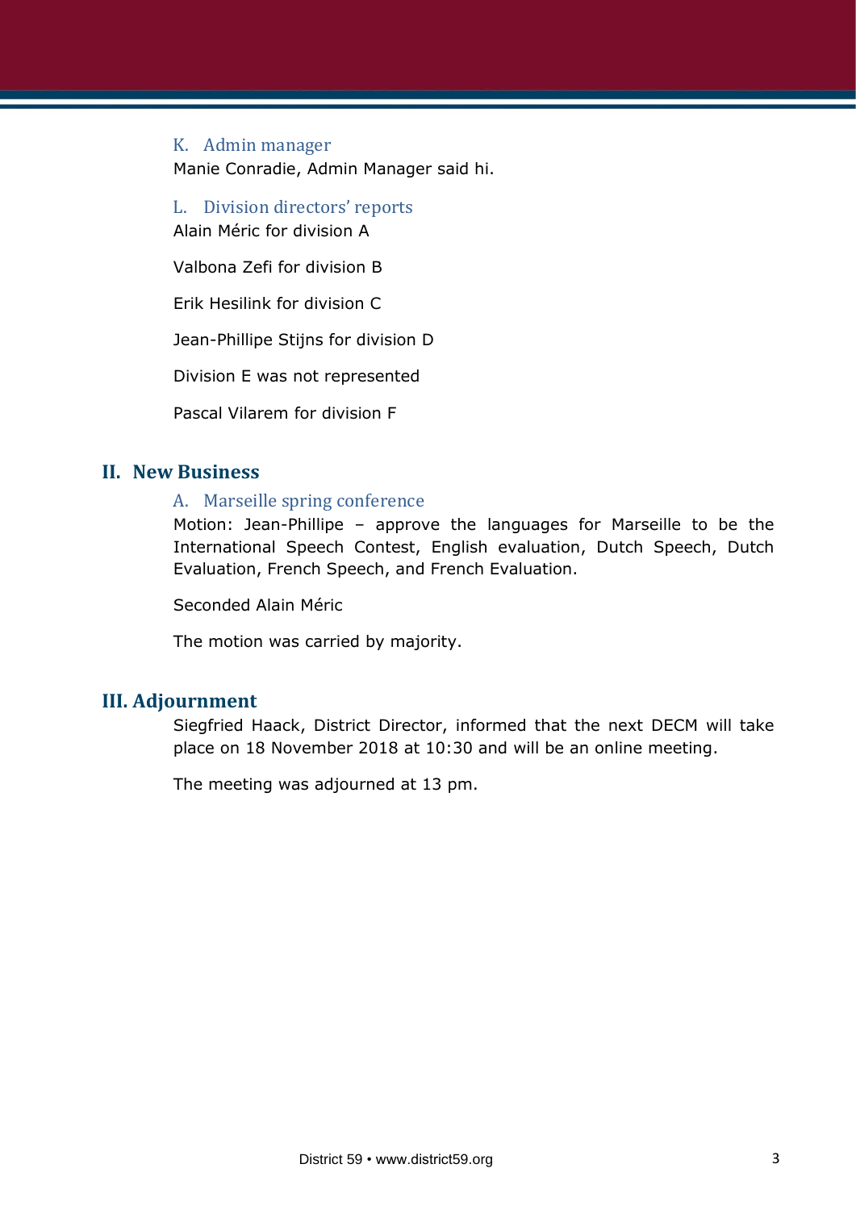### K. Admin manager

Manie Conradie, Admin Manager said hi.

### L. Division directors' reports

Alain Méric for division A

Valbona Zefi for division B

Erik Hesilink for division C

Jean-Phillipe Stijns for division D

Division E was not represented

Pascal Vilarem for division F

## II. New Business

### A. Marseille spring conference

Motion: Jean-Phillipe – approve the languages for Marseille to be the International Speech Contest, English evaluation, Dutch Speech, Dutch Evaluation, French Speech, and French Evaluation.

Seconded Alain Méric

The motion was carried by majority.

## III. Adjournment

Siegfried Haack, District Director, informed that the next DECM will take place on 18 November 2018 at 10:30 and will be an online meeting.

The meeting was adjourned at 13 pm.